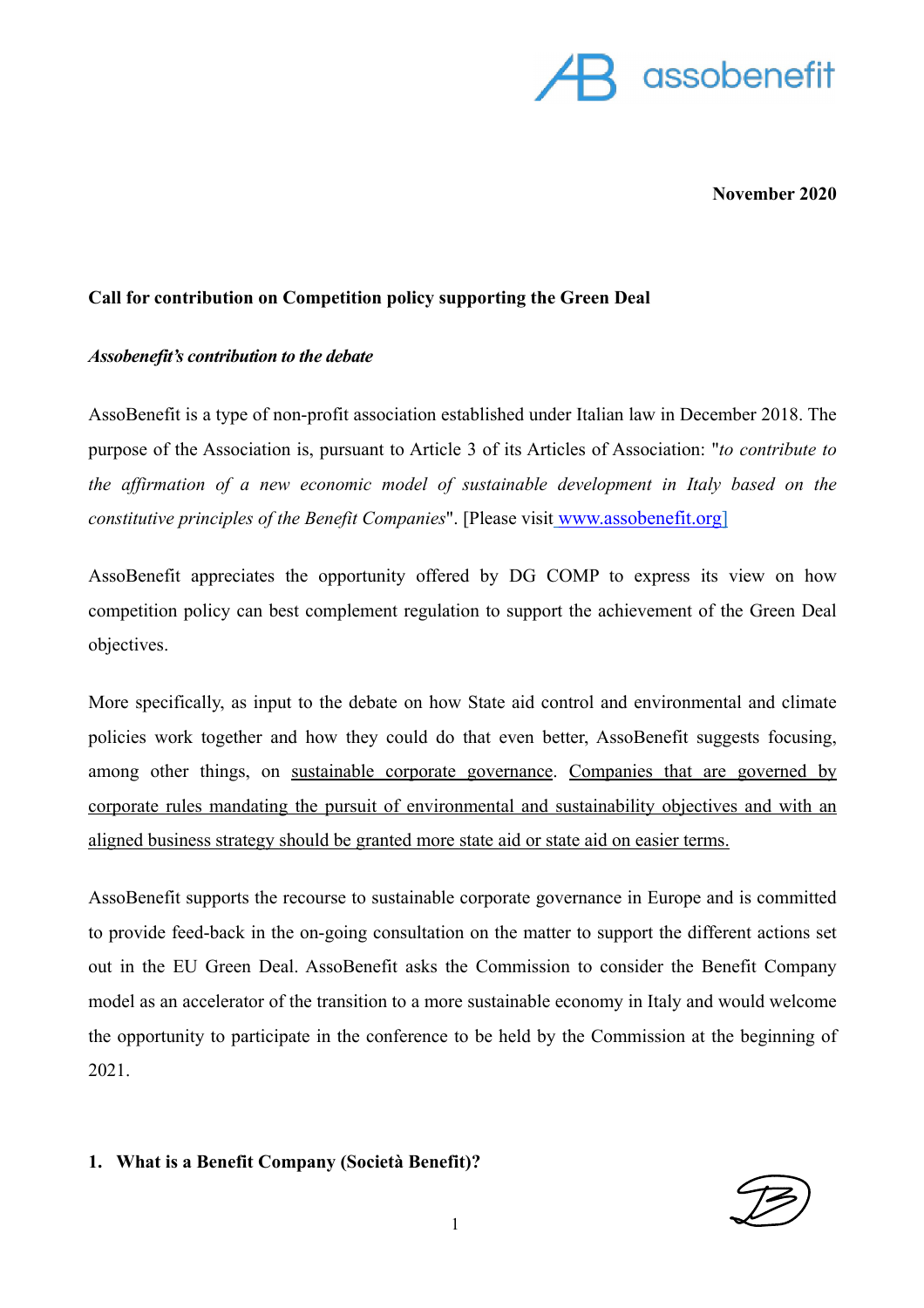November 2020

**Call for contribution on Competition policy supporting the Green Deal**

***Assobenefit's contribution to the debate***

AssoBenefit is a type of non-profit association established under Italian law in December 2018. The purpose of the Association is, pursuant to Article 3 of its Articles of Association: "*to contribute to the affirmation of a new economic model of sustainable development in Italy based on the constitutive principles of the Benefit Companies*". [Please visit www.assobenefit.org]

AssoBenefit appreciates the opportunity offered by DG COMP to express its view on how competition policy can best complement regulation to support the achievement of the Green Deal objectives.

More specifically, as input to the debate on how State aid control and environmental and climate policies work together and how they could do that even better, AssoBenefit suggests focusing, among other things, on <u>sustainable corporate governance</u>. <u>Companies that are governed by corporate rules mandating the pursuit of environmental and sustainability objectives and with an aligned business strategy should be granted more state aid or state aid on easier terms.</u>

AssoBenefit supports the recourse to sustainable corporate governance in Europe and is committed to provide feed-back in the on-going consultation on the matter to support the different actions set out in the EU Green Deal. AssoBenefit asks the Commission to consider the Benefit Company model as an accelerator of the transition to a more sustainable economy in Italy and would welcome the opportunity to participate in the conference to be held by the Commission at the beginning of 2021.

## 1. What is a Benefit Company (Società Benefit)?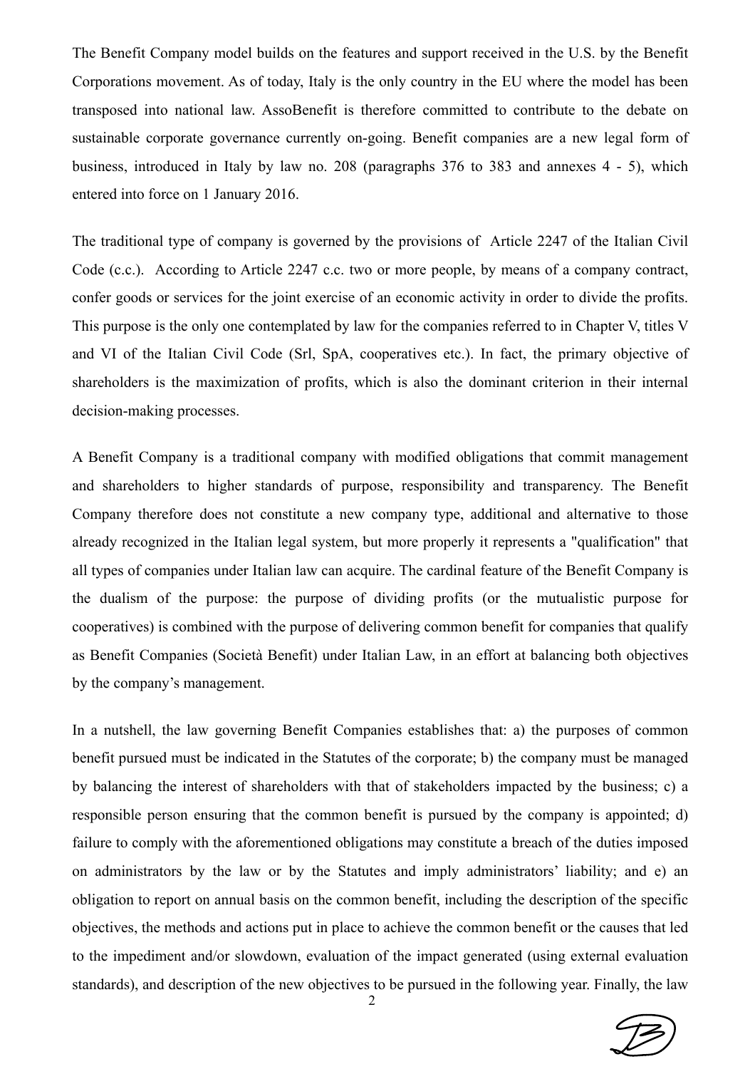The Benefit Company model builds on the features and support received in the U.S. by the Benefit Corporations movement. As of today, Italy is the only country in the EU where the model has been transposed into national law. AssoBenefit is therefore committed to contribute to the debate on sustainable corporate governance currently on-going. Benefit companies are a new legal form of business, introduced in Italy by law no. 208 (paragraphs 376 to 383 and annexes 4 - 5), which entered into force on 1 January 2016.

The traditional type of company is governed by the provisions of Article 2247 of the Italian Civil Code (c.c.). According to Article 2247 c.c. two or more people, by means of a company contract, confer goods or services for the joint exercise of an economic activity in order to divide the profits. This purpose is the only one contemplated by law for the companies referred to in Chapter V, titles V and VI of the Italian Civil Code (Srl, SpA, cooperatives etc.). In fact, the primary objective of shareholders is the maximization of profits, which is also the dominant criterion in their internal decision-making processes.

A Benefit Company is a traditional company with modified obligations that commit management and shareholders to higher standards of purpose, responsibility and transparency. The Benefit Company therefore does not constitute a new company type, additional and alternative to those already recognized in the Italian legal system, but more properly it represents a "qualification" that all types of companies under Italian law can acquire. The cardinal feature of the Benefit Company is the dualism of the purpose: the purpose of dividing profits (or the mutualistic purpose for cooperatives) is combined with the purpose of delivering common benefit for companies that qualify as Benefit Companies (Società Benefit) under Italian Law, in an effort at balancing both objectives by the company's management.

In a nutshell, the law governing Benefit Companies establishes that: a) the purposes of common benefit pursued must be indicated in the Statutes of the corporate; b) the company must be managed by balancing the interest of shareholders with that of stakeholders impacted by the business; c) a responsible person ensuring that the common benefit is pursued by the company is appointed; d) failure to comply with the aforementioned obligations may constitute a breach of the duties imposed on administrators by the law or by the Statutes and imply administrators' liability; and e) an obligation to report on annual basis on the common benefit, including the description of the specific objectives, the methods and actions put in place to achieve the common benefit or the causes that led to the impediment and/or slowdown, evaluation of the impact generated (using external evaluation standards), and description of the new objectives to be pursued in the following year. Finally, the law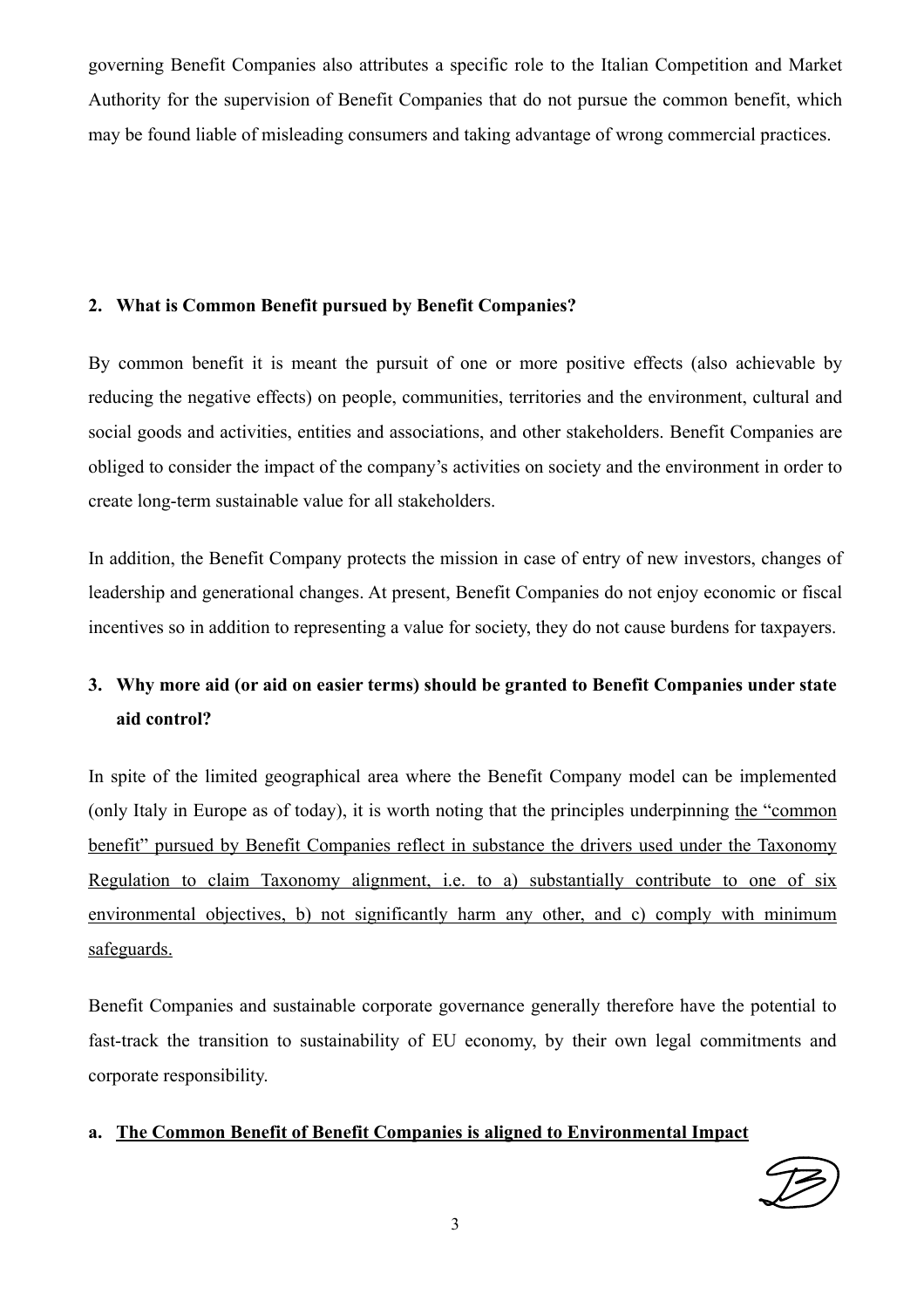governing Benefit Companies also attributes a specific role to the Italian Competition and Market Authority for the supervision of Benefit Companies that do not pursue the common benefit, which may be found liable of misleading consumers and taking advantage of wrong commercial practices.

## 2. What is Common Benefit pursued by Benefit Companies?

By common benefit it is meant the pursuit of one or more positive effects (also achievable by reducing the negative effects) on people, communities, territories and the environment, cultural and social goods and activities, entities and associations, and other stakeholders. Benefit Companies are obliged to consider the impact of the company's activities on society and the environment in order to create long-term sustainable value for all stakeholders.

In addition, the Benefit Company protects the mission in case of entry of new investors, changes of leadership and generational changes. At present, Benefit Companies do not enjoy economic or fiscal incentives so in addition to representing a value for society, they do not cause burdens for taxpayers.

## 3. Why more aid (or aid on easier terms) should be granted to Benefit Companies under state aid control?

In spite of the limited geographical area where the Benefit Company model can be implemented (only Italy in Europe as of today), it is worth noting that the principles underpinning <u>the "common benefit" pursued by Benefit Companies reflect in substance the drivers used under the Taxonomy Regulation to claim Taxonomy alignment, i.e. to a) substantially contribute to one of six environmental objectives, b) not significantly harm any other, and c) comply with minimum safeguards.</u>

Benefit Companies and sustainable corporate governance generally therefore have the potential to fast-track the transition to sustainability of EU economy, by their own legal commitments and corporate responsibility.

### a. <u>The Common Benefit of Benefit Companies is aligned to Environmental Impact</u>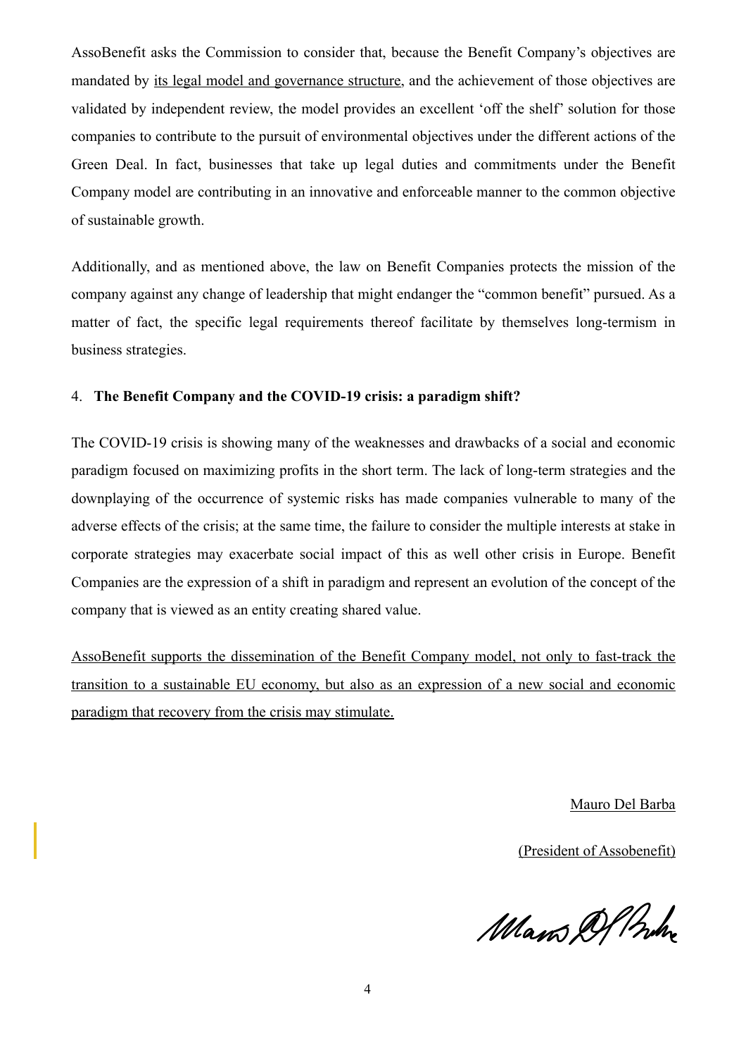AssoBenefit asks the Commission to consider that, because the Benefit Company's objectives are mandated by its legal model and governance structure, and the achievement of those objectives are validated by independent review, the model provides an excellent 'off the shelf' solution for those companies to contribute to the pursuit of environmental objectives under the different actions of the Green Deal. In fact, businesses that take up legal duties and commitments under the Benefit Company model are contributing in an innovative and enforceable manner to the common objective of sustainable growth.

Additionally, and as mentioned above, the law on Benefit Companies protects the mission of the company against any change of leadership that might endanger the "common benefit" pursued. As a matter of fact, the specific legal requirements thereof facilitate by themselves long-termism in business strategies.

## 4. **The Benefit Company and the COVID-19 crisis: a paradigm shift?**

The COVID-19 crisis is showing many of the weaknesses and drawbacks of a social and economic paradigm focused on maximizing profits in the short term. The lack of long-term strategies and the downplaying of the occurrence of systemic risks has made companies vulnerable to many of the adverse effects of the crisis; at the same time, the failure to consider the multiple interests at stake in corporate strategies may exacerbate social impact of this as well other crisis in Europe. Benefit Companies are the expression of a shift in paradigm and represent an evolution of the concept of the company that is viewed as an entity creating shared value.

AssoBenefit supports the dissemination of the Benefit Company model, not only to fast-track the transition to a sustainable EU economy, but also as an expression of a new social and economic paradigm that recovery from the crisis may stimulate.

Mauro Del Barba

(President of Assobenefit)